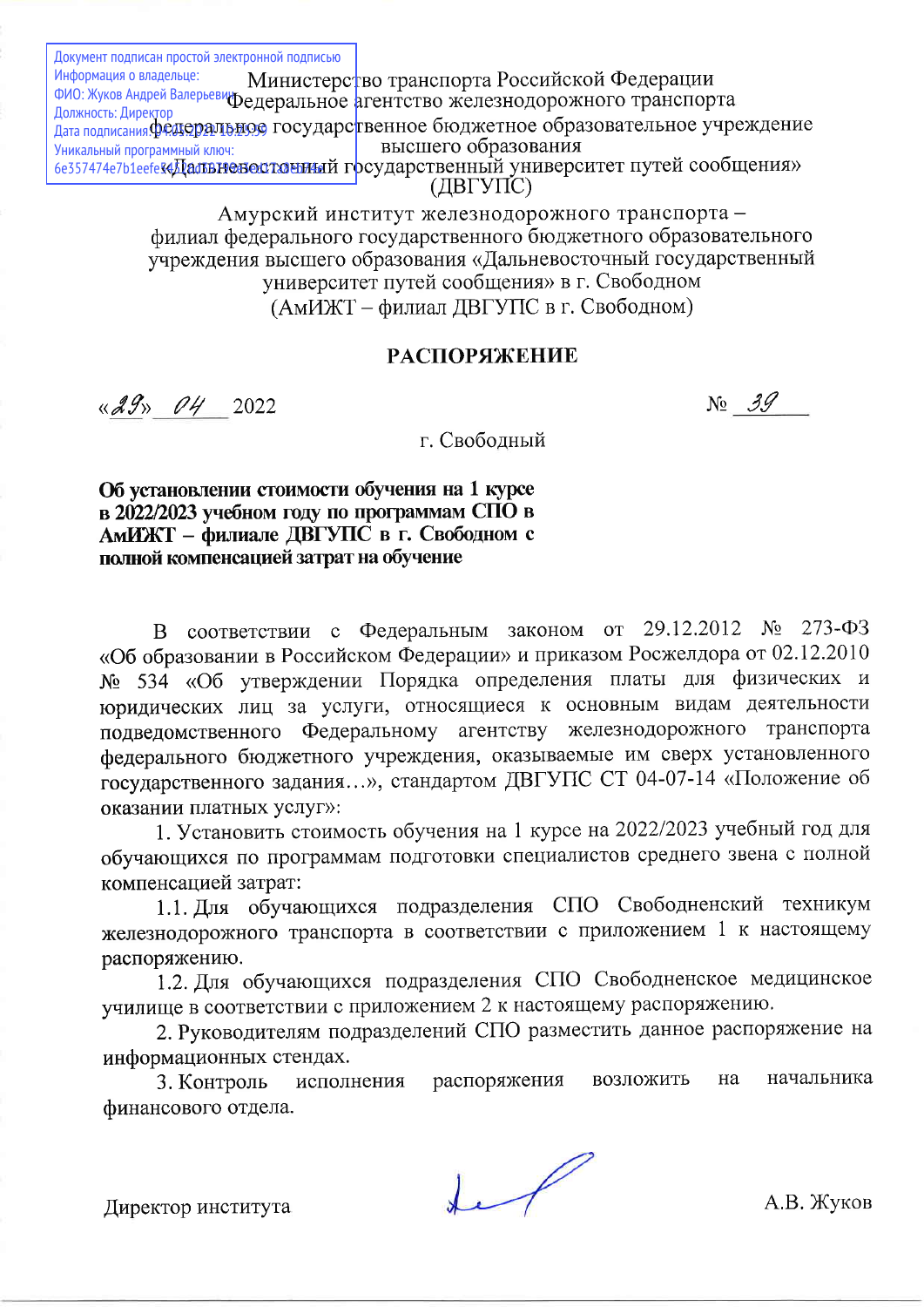Документ подписан простой электронной подписью
Информация о владельце:
ФИО: Жуков Андрей Валерьевич
Должность: Директор
Дата подписания: 
Уникальный программный ключ:
6e357474e7b1eefe

Министерство транспорта Российской Федерации
Федеральное агентство железнодорожного транспорта
Федеральное государственное бюджетное образовательное учреждение
высшего образования
«Дальневосточный государственный университет путей сообщения»
(ДВГУПС)

Амурский институт железнодорожного транспорта –
филиал федерального государственного бюджетного образовательного
учреждения высшего образования «Дальневосточный государственный
университет путей сообщения» в г. Свободном
(АмИЖТ – филиал ДВГУПС в г. Свободном)

# РАСПОРЯЖЕНИЕ

«29» 04 2022 № 39

г. Свободный

**Об установлении стоимости обучения на 1 курсе в 2022/2023 учебном году по программам СПО в АмИЖТ – филиале ДВГУПС в г. Свободном с полной компенсацией затрат на обучение**

В соответствии с Федеральным законом от 29.12.2012 № 273-ФЗ «Об образовании в Российской Федерации» и приказом Росжелдора от 02.12.2010 № 534 «Об утверждении Порядка определения платы для физических и юридических лиц за услуги, относящиеся к основным видам деятельности подведомственного Федеральному агентству железнодорожного транспорта федерального бюджетного учреждения, оказываемые им сверх установленного государственного задания…», стандартом ДВГУПС СТ 04-07-14 «Положение об оказании платных услуг»:

1. Установить стоимость обучения на 1 курсе на 2022/2023 учебный год для обучающихся по программам подготовки специалистов среднего звена с полной компенсацией затрат:

1.1. Для обучающихся подразделения СПО Свободненский техникум железнодорожного транспорта в соответствии с приложением 1 к настоящему распоряжению.

1.2. Для обучающихся подразделения СПО Свободненское медицинское училище в соответствии с приложением 2 к настоящему распоряжению.

2. Руководителям подразделений СПО разместить данное распоряжение на информационных стендах.

3. Контроль исполнения распоряжения возложить на начальника финансового отдела.

Директор института А.В. Жуков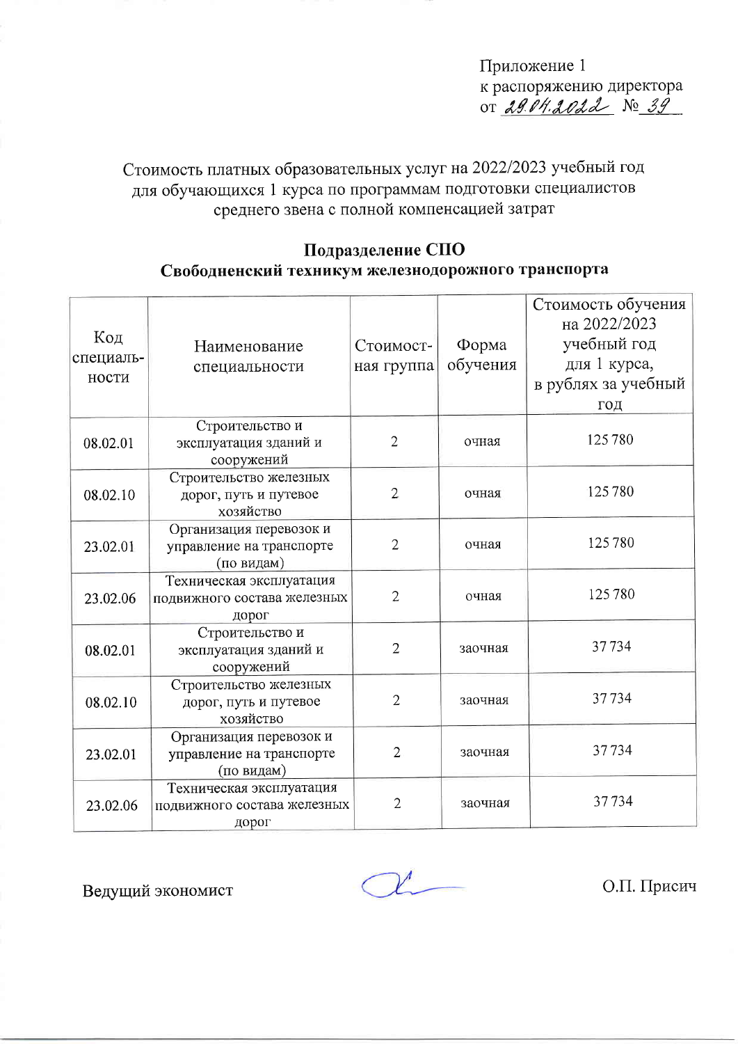Приложение 1
к распоряжению директора
от 29.04.2022 № 39

Стоимость платных образовательных услуг на 2022/2023 учебный год для обучающихся 1 курса по программам подготовки специалистов среднего звена с полной компенсацией затрат

**Подразделение СПО**
**Свободненский техникум железнодорожного транспорта**

| Код специальности | Наименование специальности | Стоимостная группа | Форма обучения | Стоимость обучения на 2022/2023 учебный год для 1 курса, в рублях за учебный год |
|---|---|---|---|---|
| 08.02.01 | Строительство и эксплуатация зданий и сооружений | 2 | очная | 125 780 |
| 08.02.10 | Строительство железных дорог, путь и путевое хозяйство | 2 | очная | 125 780 |
| 23.02.01 | Организация перевозок и управление на транспорте (по видам) | 2 | очная | 125 780 |
| 23.02.06 | Техническая эксплуатация подвижного состава железных дорог | 2 | очная | 125 780 |
| 08.02.01 | Строительство и эксплуатация зданий и сооружений | 2 | заочная | 37 734 |
| 08.02.10 | Строительство железных дорог, путь и путевое хозяйство | 2 | заочная | 37 734 |
| 23.02.01 | Организация перевозок и управление на транспорте (по видам) | 2 | заочная | 37 734 |
| 23.02.06 | Техническая эксплуатация подвижного состава железных дорог | 2 | заочная | 37 734 |

Ведущий экономист О.П. Присич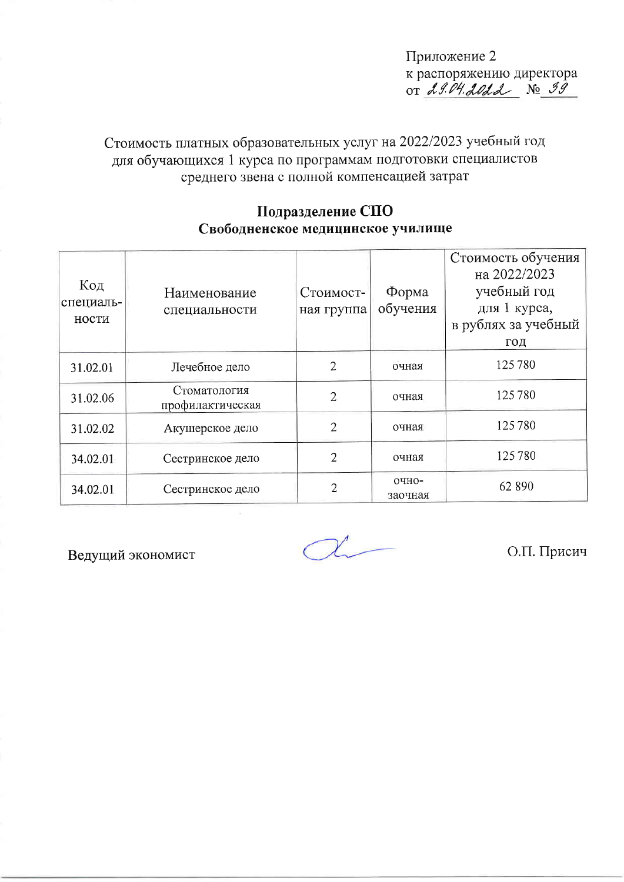Приложение 2
к распоряжению директора
от 29.04.2022 № 39

Стоимость платных образовательных услуг на 2022/2023 учебный год для обучающихся 1 курса по программам подготовки специалистов среднего звена с полной компенсацией затрат

**Подразделение СПО**
**Свободненское медицинское училище**

| Код специальности | Наименование специальности | Стоимостная группа | Форма обучения | Стоимость обучения на 2022/2023 учебный год для 1 курса, в рублях за учебный год |
|---|---|---|---|---|
| 31.02.01 | Лечебное дело | 2 | очная | 125 780 |
| 31.02.06 | Стоматология профилактическая | 2 | очная | 125 780 |
| 31.02.02 | Акушерское дело | 2 | очная | 125 780 |
| 34.02.01 | Сестринское дело | 2 | очная | 125 780 |
| 34.02.01 | Сестринское дело | 2 | очно-заочная | 62 890 |

Ведущий экономист О.П. Присич